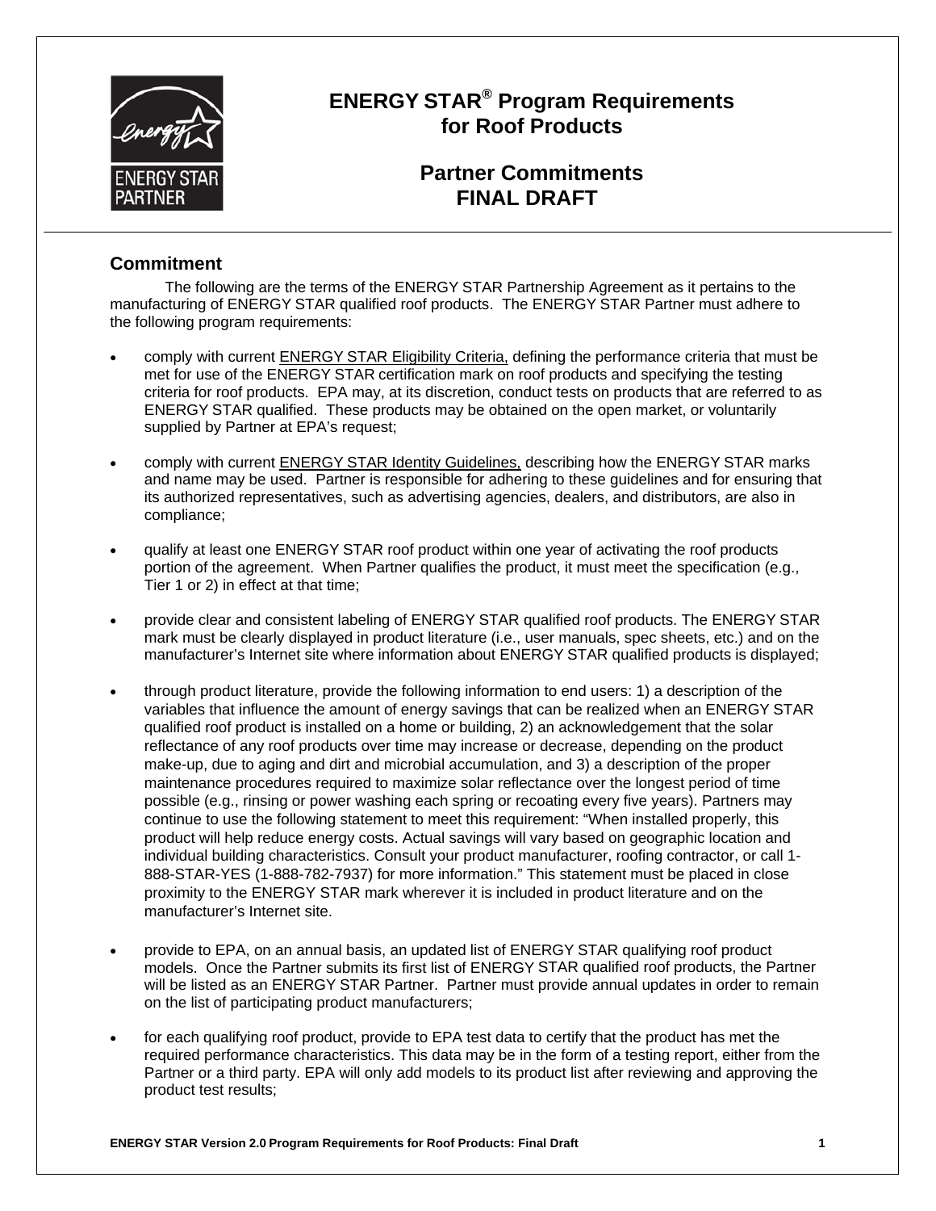# ENERGY STAR® Program Requirements for Roof Products

## Partner Commitments FINAL DRAFT

### Commitment

The following are the terms of the ENERGY STAR Partnership Agreement as it pertains to the manufacturing of ENERGY STAR qualified roof products. The ENERGY STAR Partner must adhere to the following program requirements:

- comply with current ENERGY STAR Eligibility Criteria, defining the performance criteria that must be met for use of the ENERGY STAR certification mark on roof products and specifying the testing criteria for roof products. EPA may, at its discretion, conduct tests on products that are referred to as ENERGY STAR qualified. These products may be obtained on the open market, or voluntarily supplied by Partner at EPA's request;

- comply with current ENERGY STAR Identity Guidelines, describing how the ENERGY STAR marks and name may be used. Partner is responsible for adhering to these guidelines and for ensuring that its authorized representatives, such as advertising agencies, dealers, and distributors, are also in compliance;

- qualify at least one ENERGY STAR roof product within one year of activating the roof products portion of the agreement. When Partner qualifies the product, it must meet the specification (e.g., Tier 1 or 2) in effect at that time;

- provide clear and consistent labeling of ENERGY STAR qualified roof products. The ENERGY STAR mark must be clearly displayed in product literature (i.e., user manuals, spec sheets, etc.) and on the manufacturer's Internet site where information about ENERGY STAR qualified products is displayed;

- through product literature, provide the following information to end users: 1) a description of the variables that influence the amount of energy savings that can be realized when an ENERGY STAR qualified roof product is installed on a home or building, 2) an acknowledgement that the solar reflectance of any roof products over time may increase or decrease, depending on the product make-up, due to aging and dirt and microbial accumulation, and 3) a description of the proper maintenance procedures required to maximize solar reflectance over the longest period of time possible (e.g., rinsing or power washing each spring or recoating every five years). Partners may continue to use the following statement to meet this requirement: "When installed properly, this product will help reduce energy costs. Actual savings will vary based on geographic location and individual building characteristics. Consult your product manufacturer, roofing contractor, or call 1-888-STAR-YES (1-888-782-7937) for more information." This statement must be placed in close proximity to the ENERGY STAR mark wherever it is included in product literature and on the manufacturer's Internet site.

- provide to EPA, on an annual basis, an updated list of ENERGY STAR qualifying roof product models. Once the Partner submits its first list of ENERGY STAR qualified roof products, the Partner will be listed as an ENERGY STAR Partner. Partner must provide annual updates in order to remain on the list of participating product manufacturers;

- for each qualifying roof product, provide to EPA test data to certify that the product has met the required performance characteristics. This data may be in the form of a testing report, either from the Partner or a third party. EPA will only add models to its product list after reviewing and approving the product test results;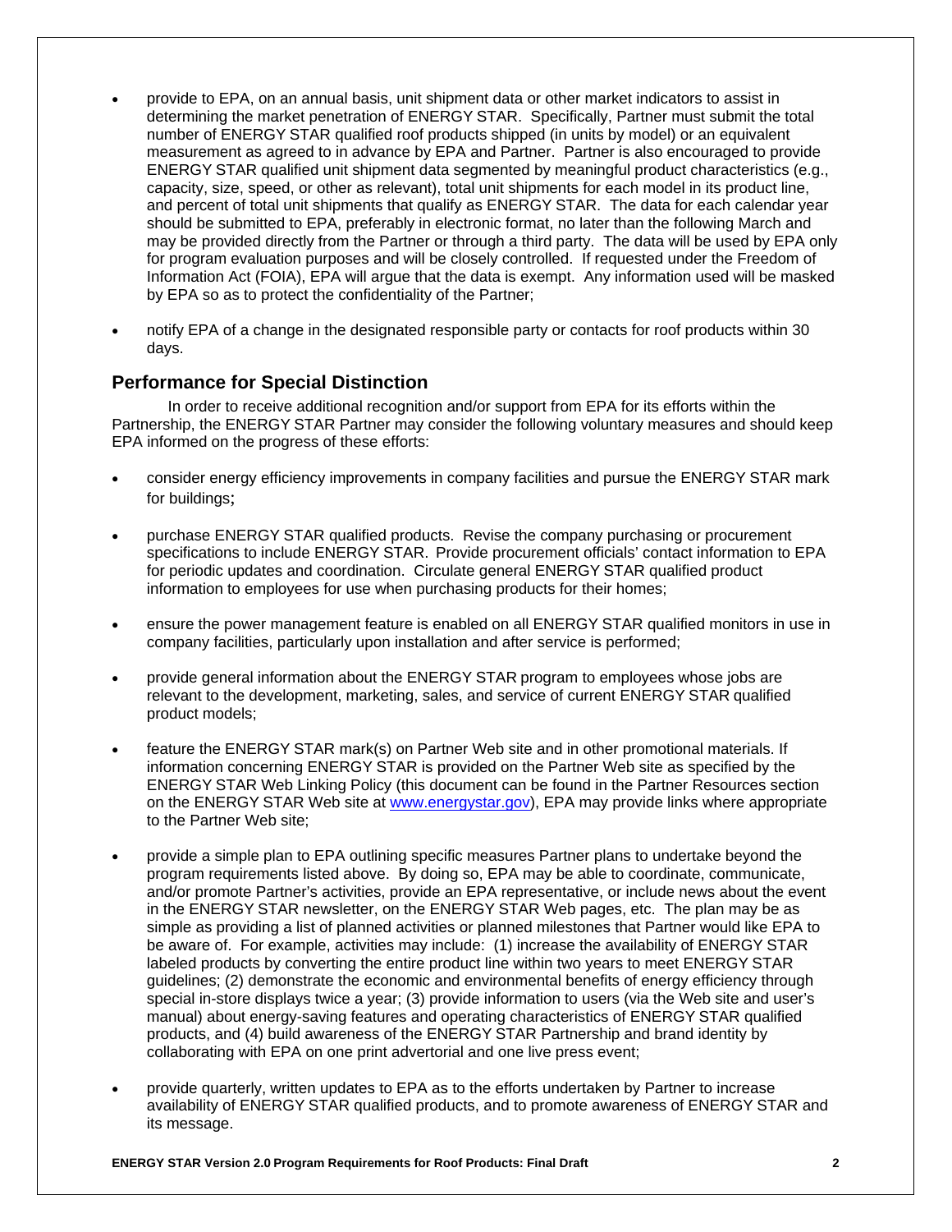- provide to EPA, on an annual basis, unit shipment data or other market indicators to assist in determining the market penetration of ENERGY STAR. Specifically, Partner must submit the total number of ENERGY STAR qualified roof products shipped (in units by model) or an equivalent measurement as agreed to in advance by EPA and Partner. Partner is also encouraged to provide ENERGY STAR qualified unit shipment data segmented by meaningful product characteristics (e.g., capacity, size, speed, or other as relevant), total unit shipments for each model in its product line, and percent of total unit shipments that qualify as ENERGY STAR. The data for each calendar year should be submitted to EPA, preferably in electronic format, no later than the following March and may be provided directly from the Partner or through a third party. The data will be used by EPA only for program evaluation purposes and will be closely controlled. If requested under the Freedom of Information Act (FOIA), EPA will argue that the data is exempt. Any information used will be masked by EPA so as to protect the confidentiality of the Partner;

- notify EPA of a change in the designated responsible party or contacts for roof products within 30 days.

## Performance for Special Distinction

In order to receive additional recognition and/or support from EPA for its efforts within the Partnership, the ENERGY STAR Partner may consider the following voluntary measures and should keep EPA informed on the progress of these efforts:

- consider energy efficiency improvements in company facilities and pursue the ENERGY STAR mark for buildings;

- purchase ENERGY STAR qualified products. Revise the company purchasing or procurement specifications to include ENERGY STAR. Provide procurement officials' contact information to EPA for periodic updates and coordination. Circulate general ENERGY STAR qualified product information to employees for use when purchasing products for their homes;

- ensure the power management feature is enabled on all ENERGY STAR qualified monitors in use in company facilities, particularly upon installation and after service is performed;

- provide general information about the ENERGY STAR program to employees whose jobs are relevant to the development, marketing, sales, and service of current ENERGY STAR qualified product models;

- feature the ENERGY STAR mark(s) on Partner Web site and in other promotional materials. If information concerning ENERGY STAR is provided on the Partner Web site as specified by the ENERGY STAR Web Linking Policy (this document can be found in the Partner Resources section on the ENERGY STAR Web site at [www.energystar.gov](www.energystar.gov)), EPA may provide links where appropriate to the Partner Web site;

- provide a simple plan to EPA outlining specific measures Partner plans to undertake beyond the program requirements listed above. By doing so, EPA may be able to coordinate, communicate, and/or promote Partner's activities, provide an EPA representative, or include news about the event in the ENERGY STAR newsletter, on the ENERGY STAR Web pages, etc. The plan may be as simple as providing a list of planned activities or planned milestones that Partner would like EPA to be aware of. For example, activities may include: (1) increase the availability of ENERGY STAR labeled products by converting the entire product line within two years to meet ENERGY STAR guidelines; (2) demonstrate the economic and environmental benefits of energy efficiency through special in-store displays twice a year; (3) provide information to users (via the Web site and user's manual) about energy-saving features and operating characteristics of ENERGY STAR qualified products, and (4) build awareness of the ENERGY STAR Partnership and brand identity by collaborating with EPA on one print advertorial and one live press event;

- provide quarterly, written updates to EPA as to the efforts undertaken by Partner to increase availability of ENERGY STAR qualified products, and to promote awareness of ENERGY STAR and its message.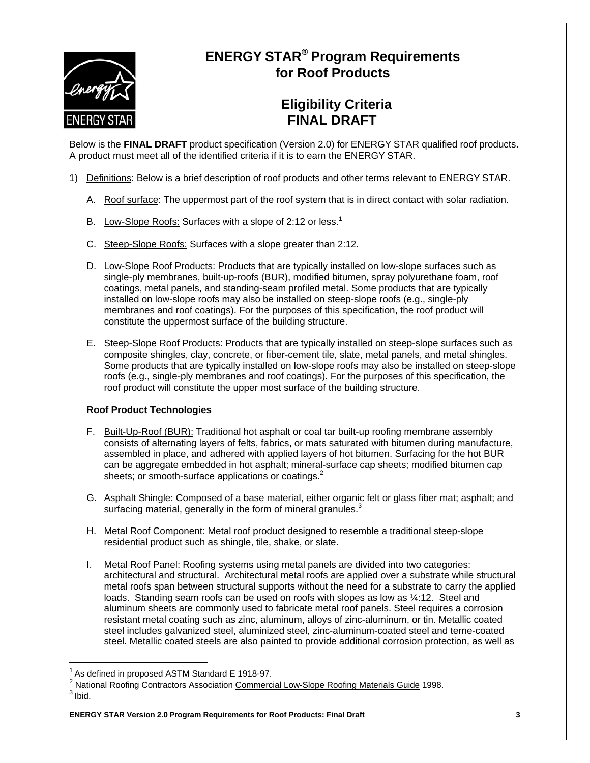# ENERGY STAR® Program Requirements for Roof Products

## Eligibility Criteria FINAL DRAFT

Below is the **FINAL DRAFT** product specification (Version 2.0) for ENERGY STAR qualified roof products. A product must meet all of the identified criteria if it is to earn the ENERGY STAR.

1) Definitions: Below is a brief description of roof products and other terms relevant to ENERGY STAR.

   A. Roof surface: The uppermost part of the roof system that is in direct contact with solar radiation.

   B. Low-Slope Roofs: Surfaces with a slope of 2:12 or less.[1]

   C. Steep-Slope Roofs: Surfaces with a slope greater than 2:12.

   D. Low-Slope Roof Products: Products that are typically installed on low-slope surfaces such as single-ply membranes, built-up-roofs (BUR), modified bitumen, spray polyurethane foam, roof coatings, metal panels, and standing-seam profiled metal. Some products that are typically installed on low-slope roofs may also be installed on steep-slope roofs (e.g., single-ply membranes and roof coatings). For the purposes of this specification, the roof product will constitute the uppermost surface of the building structure.

   E. Steep-Slope Roof Products: Products that are typically installed on steep-slope surfaces such as composite shingles, clay, concrete, or fiber-cement tile, slate, metal panels, and metal shingles. Some products that are typically installed on low-slope roofs may also be installed on steep-slope roofs (e.g., single-ply membranes and roof coatings). For the purposes of this specification, the roof product will constitute the upper most surface of the building structure.

   **Roof Product Technologies**

   F. Built-Up-Roof (BUR): Traditional hot asphalt or coal tar built-up roofing membrane assembly consists of alternating layers of felts, fabrics, or mats saturated with bitumen during manufacture, assembled in place, and adhered with applied layers of hot bitumen. Surfacing for the hot BUR can be aggregate embedded in hot asphalt; mineral-surface cap sheets; modified bitumen cap sheets; or smooth-surface applications or coatings.[2]

   G. Asphalt Shingle: Composed of a base material, either organic felt or glass fiber mat; asphalt; and surfacing material, generally in the form of mineral granules.[3]

   H. Metal Roof Component: Metal roof product designed to resemble a traditional steep-slope residential product such as shingle, tile, shake, or slate.

   I. Metal Roof Panel: Roofing systems using metal panels are divided into two categories: architectural and structural. Architectural metal roofs are applied over a substrate while structural metal roofs span between structural supports without the need for a substrate to carry the applied loads. Standing seam roofs can be used on roofs with slopes as low as ¼:12. Steel and aluminum sheets are commonly used to fabricate metal roof panels. Steel requires a corrosion resistant metal coating such as zinc, aluminum, alloys of zinc-aluminum, or tin. Metallic coated steel includes galvanized steel, aluminized steel, zinc-aluminum-coated steel and terne-coated steel. Metallic coated steels are also painted to provide additional corrosion protection, as well as

---

[1] As defined in proposed ASTM Standard E 1918-97.

[2] National Roofing Contractors Association Commercial Low-Slope Roofing Materials Guide 1998.

[3] Ibid.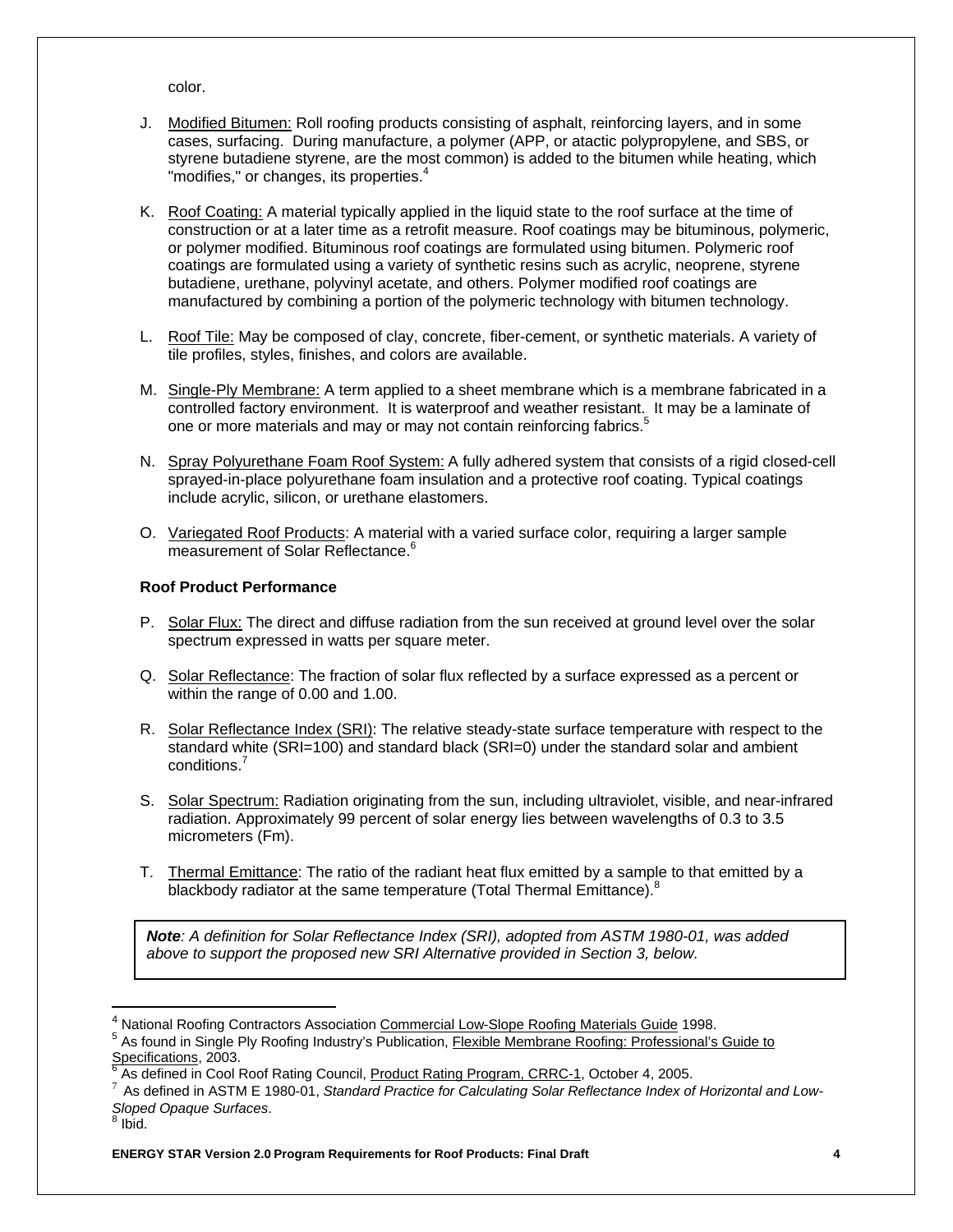color.

J. Modified Bitumen: Roll roofing products consisting of asphalt, reinforcing layers, and in some cases, surfacing. During manufacture, a polymer (APP, or atactic polypropylene, and SBS, or styrene butadiene styrene, are the most common) is added to the bitumen while heating, which "modifies," or changes, its properties.[4]

K. Roof Coating: A material typically applied in the liquid state to the roof surface at the time of construction or at a later time as a retrofit measure. Roof coatings may be bituminous, polymeric, or polymer modified. Bituminous roof coatings are formulated using bitumen. Polymeric roof coatings are formulated using a variety of synthetic resins such as acrylic, neoprene, styrene butadiene, urethane, polyvinyl acetate, and others. Polymer modified roof coatings are manufactured by combining a portion of the polymeric technology with bitumen technology.

L. Roof Tile: May be composed of clay, concrete, fiber-cement, or synthetic materials. A variety of tile profiles, styles, finishes, and colors are available.

M. Single-Ply Membrane: A term applied to a sheet membrane which is a membrane fabricated in a controlled factory environment. It is waterproof and weather resistant. It may be a laminate of one or more materials and may or may not contain reinforcing fabrics.[5]

N. Spray Polyurethane Foam Roof System: A fully adhered system that consists of a rigid closed-cell sprayed-in-place polyurethane foam insulation and a protective roof coating. Typical coatings include acrylic, silicon, or urethane elastomers.

O. Variegated Roof Products: A material with a varied surface color, requiring a larger sample measurement of Solar Reflectance.[6]

**Roof Product Performance**

P. Solar Flux: The direct and diffuse radiation from the sun received at ground level over the solar spectrum expressed in watts per square meter.

Q. Solar Reflectance: The fraction of solar flux reflected by a surface expressed as a percent or within the range of 0.00 and 1.00.

R. Solar Reflectance Index (SRI): The relative steady-state surface temperature with respect to the standard white (SRI=100) and standard black (SRI=0) under the standard solar and ambient conditions.[7]

S. Solar Spectrum: Radiation originating from the sun, including ultraviolet, visible, and near-infrared radiation. Approximately 99 percent of solar energy lies between wavelengths of 0.3 to 3.5 micrometers (Fm).

T. Thermal Emittance: The ratio of the radiant heat flux emitted by a sample to that emitted by a blackbody radiator at the same temperature (Total Thermal Emittance).[8]

> ***Note**: A definition for Solar Reflectance Index (SRI), adopted from ASTM 1980-01, was added above to support the proposed new SRI Alternative provided in Section 3, below.*

---

[4] National Roofing Contractors Association Commercial Low-Slope Roofing Materials Guide 1998.

[5] As found in Single Ply Roofing Industry's Publication, Flexible Membrane Roofing: Professional's Guide to Specifications, 2003.

[6] As defined in Cool Roof Rating Council, Product Rating Program, CRRC-1, October 4, 2005.

[7] As defined in ASTM E 1980-01, *Standard Practice for Calculating Solar Reflectance Index of Horizontal and Low-Sloped Opaque Surfaces*.

[8] Ibid.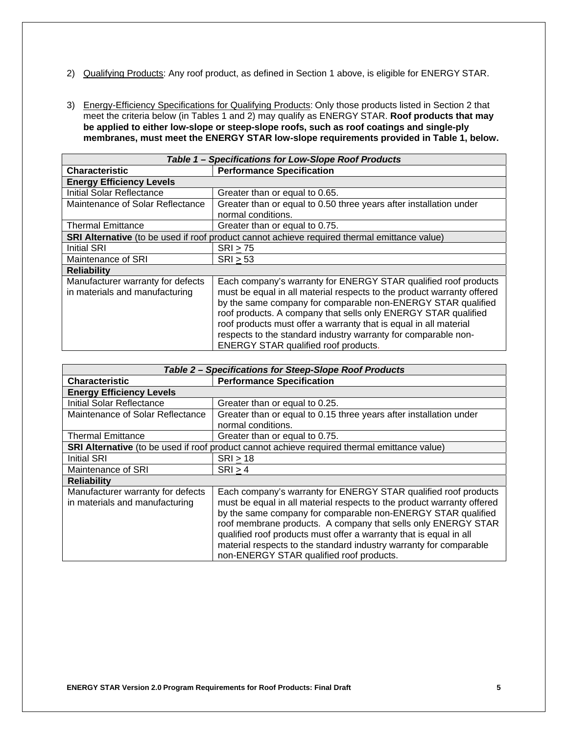2) <u>Qualifying Products</u>: Any roof product, as defined in Section 1 above, is eligible for ENERGY STAR.

3) <u>Energy-Efficiency Specifications for Qualifying Products</u>: Only those products listed in Section 2 that meet the criteria below (in Tables 1 and 2) may qualify as ENERGY STAR. **Roof products that may be applied to either low-slope or steep-slope roofs, such as roof coatings and single-ply membranes, must meet the ENERGY STAR low-slope requirements provided in Table 1, below.**

***Table 1 – Specifications for Low-Slope Roof Products***

| Characteristic | Performance Specification |
|---|---|
| **Energy Efficiency Levels** | |
| Initial Solar Reflectance | Greater than or equal to 0.65. |
| Maintenance of Solar Reflectance | Greater than or equal to 0.50 three years after installation under normal conditions. |
| Thermal Emittance | Greater than or equal to 0.75. |
| **SRI Alternative** (to be used if roof product cannot achieve required thermal emittance value) | |
| Initial SRI | SRI $\geq$ 75 |
| Maintenance of SRI | SRI $\geq$ 53 |
| **Reliability** | |
| Manufacturer warranty for defects in materials and manufacturing | Each company's warranty for ENERGY STAR qualified roof products must be equal in all material respects to the product warranty offered by the same company for comparable non-ENERGY STAR qualified roof products. A company that sells only ENERGY STAR qualified roof products must offer a warranty that is equal in all material respects to the standard industry warranty for comparable non-ENERGY STAR qualified roof products. |

***Table 2 – Specifications for Steep-Slope Roof Products***

| Characteristic | Performance Specification |
|---|---|
| **Energy Efficiency Levels** | |
| Initial Solar Reflectance | Greater than or equal to 0.25. |
| Maintenance of Solar Reflectance | Greater than or equal to 0.15 three years after installation under normal conditions. |
| Thermal Emittance | Greater than or equal to 0.75. |
| **SRI Alternative** (to be used if roof product cannot achieve required thermal emittance value) | |
| Initial SRI | SRI $\geq$ 18 |
| Maintenance of SRI | SRI $\geq$ 4 |
| **Reliability** | |
| Manufacturer warranty for defects in materials and manufacturing | Each company's warranty for ENERGY STAR qualified roof products must be equal in all material respects to the product warranty offered by the same company for comparable non-ENERGY STAR qualified roof membrane products. A company that sells only ENERGY STAR qualified roof products must offer a warranty that is equal in all material respects to the standard industry warranty for comparable non-ENERGY STAR qualified roof products. |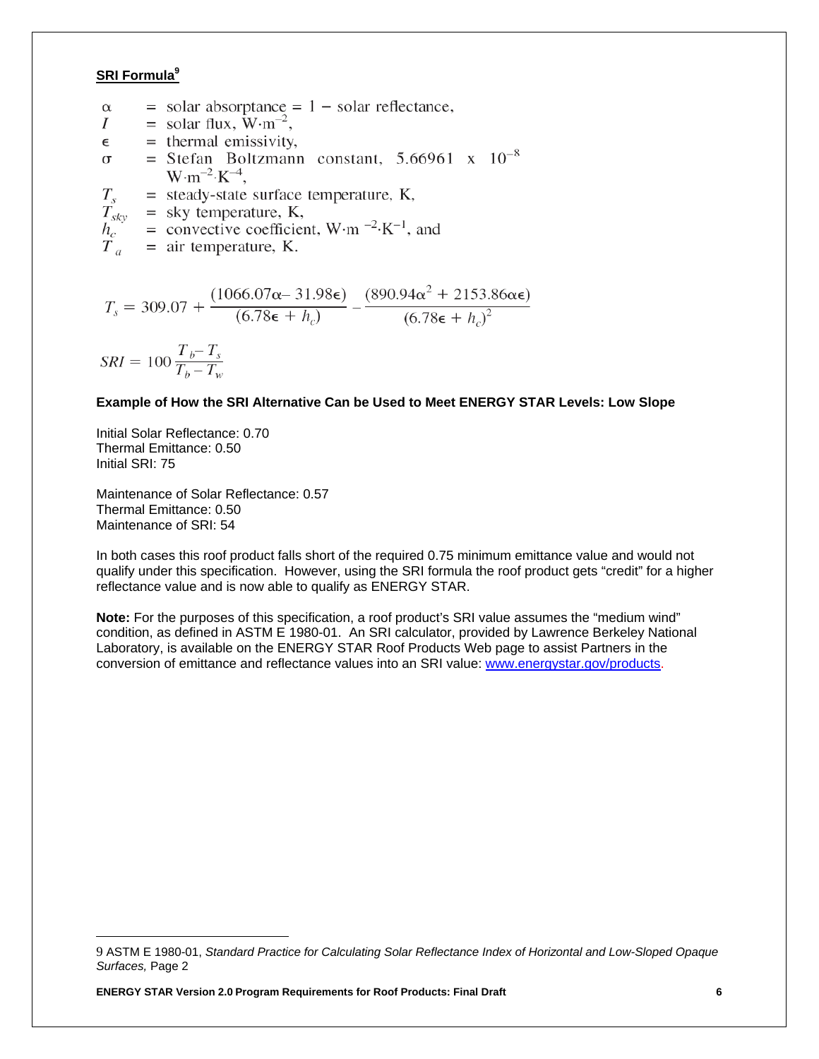## SRI Formula[9]

$\alpha$ = solar absorptance = 1 − solar reflectance,
$I$ = solar flux, $W \cdot m^{-2}$,
$\epsilon$ = thermal emissivity,
$\sigma$ = Stefan Boltzmann constant, $5.66961 \times 10^{-8}$ $W \cdot m^{-2} \cdot K^{-4}$,
$T_s$ = steady-state surface temperature, K,
$T_{sky}$ = sky temperature, K,
$h_c$ = convective coefficient, $W \cdot m^{-2} \cdot K^{-1}$, and
$T_a$ = air temperature, K.

$$T_s = 309.07 + \frac{(1066.07\alpha - 31.98\epsilon)}{(6.78\epsilon + h_c)} - \frac{(890.94\alpha^2 + 2153.86\alpha\epsilon)}{(6.78\epsilon + h_c)^2}$$

$$SRI = 100\frac{T_b - T_s}{T_b - T_w}$$

**Example of How the SRI Alternative Can be Used to Meet ENERGY STAR Levels: Low Slope**

Initial Solar Reflectance: 0.70
Thermal Emittance: 0.50
Initial SRI: 75

Maintenance of Solar Reflectance: 0.57
Thermal Emittance: 0.50
Maintenance of SRI: 54

In both cases this roof product falls short of the required 0.75 minimum emittance value and would not qualify under this specification. However, using the SRI formula the roof product gets "credit" for a higher reflectance value and is now able to qualify as ENERGY STAR.

**Note:** For the purposes of this specification, a roof product's SRI value assumes the "medium wind" condition, as defined in ASTM E 1980-01. An SRI calculator, provided by Lawrence Berkeley National Laboratory, is available on the ENERGY STAR Roof Products Web page to assist Partners in the conversion of emittance and reflectance values into an SRI value: www.energystar.gov/products.

---

9 ASTM E 1980-01, *Standard Practice for Calculating Solar Reflectance Index of Horizontal and Low-Sloped Opaque Surfaces,* Page 2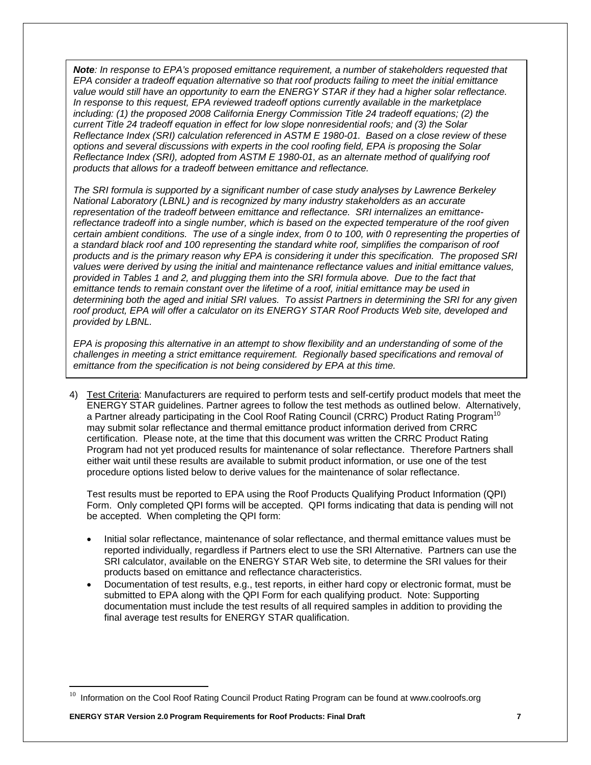***Note**: In response to EPA's proposed emittance requirement, a number of stakeholders requested that EPA consider a tradeoff equation alternative so that roof products failing to meet the initial emittance value would still have an opportunity to earn the ENERGY STAR if they had a higher solar reflectance. In response to this request, EPA reviewed tradeoff options currently available in the marketplace including: (1) the proposed 2008 California Energy Commission Title 24 tradeoff equations; (2) the current Title 24 tradeoff equation in effect for low slope nonresidential roofs; and (3) the Solar Reflectance Index (SRI) calculation referenced in ASTM E 1980-01. Based on a close review of these options and several discussions with experts in the cool roofing field, EPA is proposing the Solar Reflectance Index (SRI), adopted from ASTM E 1980-01, as an alternate method of qualifying roof products that allows for a tradeoff between emittance and reflectance.*

*The SRI formula is supported by a significant number of case study analyses by Lawrence Berkeley National Laboratory (LBNL) and is recognized by many industry stakeholders as an accurate representation of the tradeoff between emittance and reflectance. SRI internalizes an emittance-reflectance tradeoff into a single number, which is based on the expected temperature of the roof given certain ambient conditions. The use of a single index, from 0 to 100, with 0 representing the properties of a standard black roof and 100 representing the standard white roof, simplifies the comparison of roof products and is the primary reason why EPA is considering it under this specification. The proposed SRI values were derived by using the initial and maintenance reflectance values and initial emittance values, provided in Tables 1 and 2, and plugging them into the SRI formula above. Due to the fact that emittance tends to remain constant over the lifetime of a roof, initial emittance may be used in determining both the aged and initial SRI values. To assist Partners in determining the SRI for any given roof product, EPA will offer a calculator on its ENERGY STAR Roof Products Web site, developed and provided by LBNL.*

*EPA is proposing this alternative in an attempt to show flexibility and an understanding of some of the challenges in meeting a strict emittance requirement. Regionally based specifications and removal of emittance from the specification is not being considered by EPA at this time.*

4) Test Criteria: Manufacturers are required to perform tests and self-certify product models that meet the ENERGY STAR guidelines. Partner agrees to follow the test methods as outlined below. Alternatively, a Partner already participating in the Cool Roof Rating Council (CRRC) Product Rating Program[10] may submit solar reflectance and thermal emittance product information derived from CRRC certification. Please note, at the time that this document was written the CRRC Product Rating Program had not yet produced results for maintenance of solar reflectance. Therefore Partners shall either wait until these results are available to submit product information, or use one of the test procedure options listed below to derive values for the maintenance of solar reflectance.

   Test results must be reported to EPA using the Roof Products Qualifying Product Information (QPI) Form. Only completed QPI forms will be accepted. QPI forms indicating that data is pending will not be accepted. When completing the QPI form:

   - Initial solar reflectance, maintenance of solar reflectance, and thermal emittance values must be reported individually, regardless if Partners elect to use the SRI Alternative. Partners can use the SRI calculator, available on the ENERGY STAR Web site, to determine the SRI values for their products based on emittance and reflectance characteristics.
   - Documentation of test results, e.g., test reports, in either hard copy or electronic format, must be submitted to EPA along with the QPI Form for each qualifying product. Note: Supporting documentation must include the test results of all required samples in addition to providing the final average test results for ENERGY STAR qualification.

[10] Information on the Cool Roof Rating Council Product Rating Program can be found at www.coolroofs.org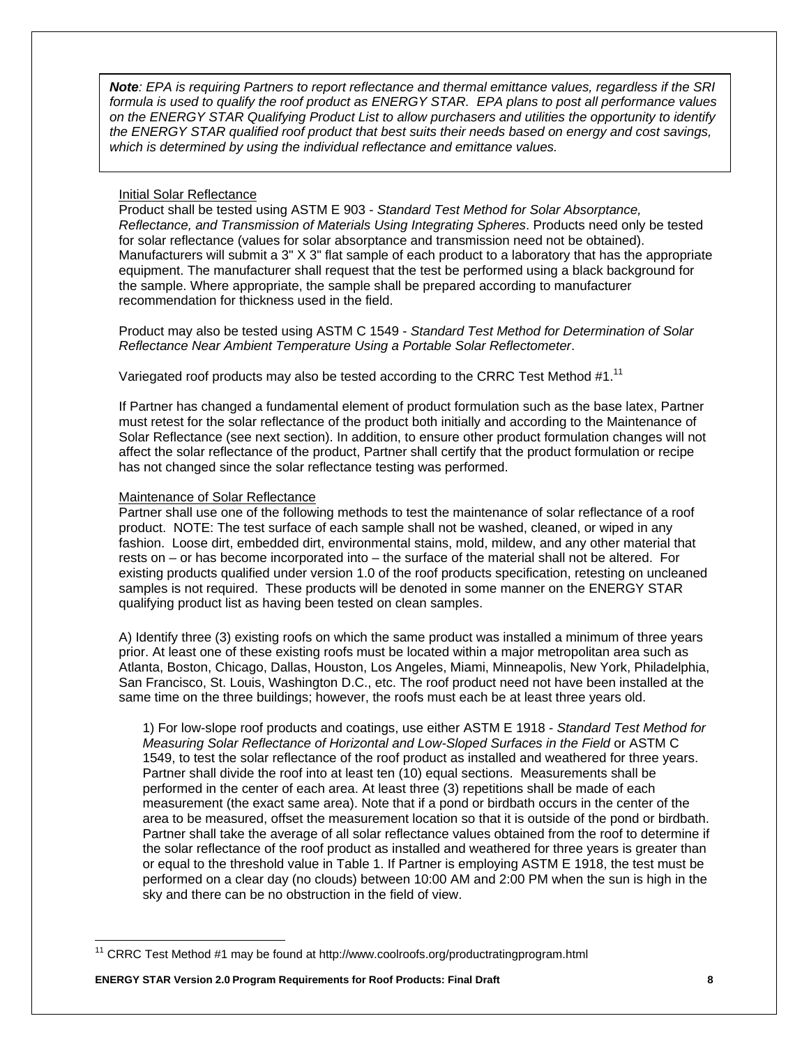***Note**: EPA is requiring Partners to report reflectance and thermal emittance values, regardless if the SRI formula is used to qualify the roof product as ENERGY STAR. EPA plans to post all performance values on the ENERGY STAR Qualifying Product List to allow purchasers and utilities the opportunity to identify the ENERGY STAR qualified roof product that best suits their needs based on energy and cost savings, which is determined by using the individual reflectance and emittance values.*

Initial Solar Reflectance

Product shall be tested using ASTM E 903 - *Standard Test Method for Solar Absorptance, Reflectance, and Transmission of Materials Using Integrating Spheres*. Products need only be tested for solar reflectance (values for solar absorptance and transmission need not be obtained). Manufacturers will submit a 3" X 3" flat sample of each product to a laboratory that has the appropriate equipment. The manufacturer shall request that the test be performed using a black background for the sample. Where appropriate, the sample shall be prepared according to manufacturer recommendation for thickness used in the field.

Product may also be tested using ASTM C 1549 - *Standard Test Method for Determination of Solar Reflectance Near Ambient Temperature Using a Portable Solar Reflectometer*.

Variegated roof products may also be tested according to the CRRC Test Method #1.[11]

If Partner has changed a fundamental element of product formulation such as the base latex, Partner must retest for the solar reflectance of the product both initially and according to the Maintenance of Solar Reflectance (see next section). In addition, to ensure other product formulation changes will not affect the solar reflectance of the product, Partner shall certify that the product formulation or recipe has not changed since the solar reflectance testing was performed.

Maintenance of Solar Reflectance

Partner shall use one of the following methods to test the maintenance of solar reflectance of a roof product. NOTE: The test surface of each sample shall not be washed, cleaned, or wiped in any fashion. Loose dirt, embedded dirt, environmental stains, mold, mildew, and any other material that rests on – or has become incorporated into – the surface of the material shall not be altered. For existing products qualified under version 1.0 of the roof products specification, retesting on uncleaned samples is not required. These products will be denoted in some manner on the ENERGY STAR qualifying product list as having been tested on clean samples.

A) Identify three (3) existing roofs on which the same product was installed a minimum of three years prior. At least one of these existing roofs must be located within a major metropolitan area such as Atlanta, Boston, Chicago, Dallas, Houston, Los Angeles, Miami, Minneapolis, New York, Philadelphia, San Francisco, St. Louis, Washington D.C., etc. The roof product need not have been installed at the same time on the three buildings; however, the roofs must each be at least three years old.

1) For low-slope roof products and coatings, use either ASTM E 1918 - *Standard Test Method for Measuring Solar Reflectance of Horizontal and Low-Sloped Surfaces in the Field* or ASTM C 1549, to test the solar reflectance of the roof product as installed and weathered for three years. Partner shall divide the roof into at least ten (10) equal sections. Measurements shall be performed in the center of each area. At least three (3) repetitions shall be made of each measurement (the exact same area). Note that if a pond or birdbath occurs in the center of the area to be measured, offset the measurement location so that it is outside of the pond or birdbath. Partner shall take the average of all solar reflectance values obtained from the roof to determine if the solar reflectance of the roof product as installed and weathered for three years is greater than or equal to the threshold value in Table 1. If Partner is employing ASTM E 1918, the test must be performed on a clear day (no clouds) between 10:00 AM and 2:00 PM when the sun is high in the sky and there can be no obstruction in the field of view.

[11] CRRC Test Method #1 may be found at http://www.coolroofs.org/productratingprogram.html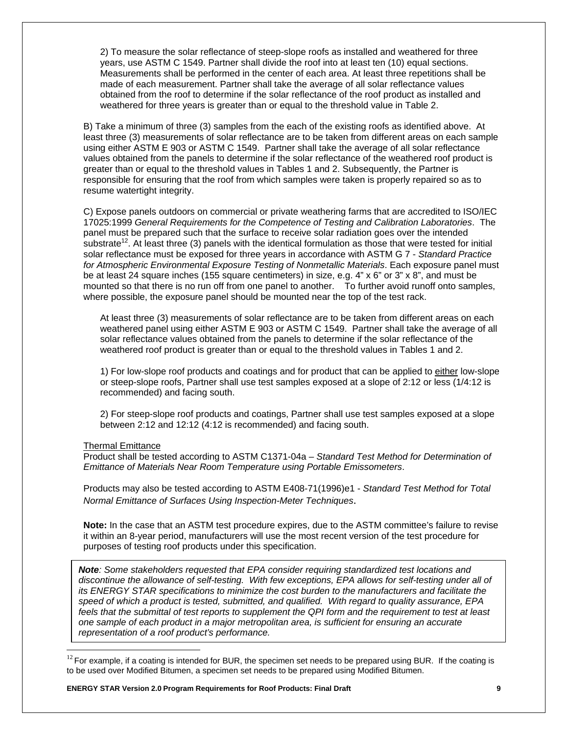2) To measure the solar reflectance of steep-slope roofs as installed and weathered for three years, use ASTM C 1549. Partner shall divide the roof into at least ten (10) equal sections. Measurements shall be performed in the center of each area. At least three repetitions shall be made of each measurement. Partner shall take the average of all solar reflectance values obtained from the roof to determine if the solar reflectance of the roof product as installed and weathered for three years is greater than or equal to the threshold value in Table 2.

B) Take a minimum of three (3) samples from the each of the existing roofs as identified above. At least three (3) measurements of solar reflectance are to be taken from different areas on each sample using either ASTM E 903 or ASTM C 1549. Partner shall take the average of all solar reflectance values obtained from the panels to determine if the solar reflectance of the weathered roof product is greater than or equal to the threshold values in Tables 1 and 2. Subsequently, the Partner is responsible for ensuring that the roof from which samples were taken is properly repaired so as to resume watertight integrity.

C) Expose panels outdoors on commercial or private weathering farms that are accredited to ISO/IEC 17025:1999 *General Requirements for the Competence of Testing and Calibration Laboratories*. The panel must be prepared such that the surface to receive solar radiation goes over the intended substrate[12]. At least three (3) panels with the identical formulation as those that were tested for initial solar reflectance must be exposed for three years in accordance with ASTM G 7 - *Standard Practice for Atmospheric Environmental Exposure Testing of Nonmetallic Materials*. Each exposure panel must be at least 24 square inches (155 square centimeters) in size, e.g. 4" x 6" or 3" x 8", and must be mounted so that there is no run off from one panel to another. To further avoid runoff onto samples, where possible, the exposure panel should be mounted near the top of the test rack.

At least three (3) measurements of solar reflectance are to be taken from different areas on each weathered panel using either ASTM E 903 or ASTM C 1549. Partner shall take the average of all solar reflectance values obtained from the panels to determine if the solar reflectance of the weathered roof product is greater than or equal to the threshold values in Tables 1 and 2.

1) For low-slope roof products and coatings and for product that can be applied to <u>either</u> low-slope or steep-slope roofs, Partner shall use test samples exposed at a slope of 2:12 or less (1/4:12 is recommended) and facing south.

2) For steep-slope roof products and coatings, Partner shall use test samples exposed at a slope between 2:12 and 12:12 (4:12 is recommended) and facing south.

<u>Thermal Emittance</u>
Product shall be tested according to ASTM C1371-04a – *Standard Test Method for Determination of Emittance of Materials Near Room Temperature using Portable Emissometers*.

Products may also be tested according to ASTM E408-71(1996)e1 - *Standard Test Method for Total Normal Emittance of Surfaces Using Inspection-Meter Techniques*.

**Note:** In the case that an ASTM test procedure expires, due to the ASTM committee's failure to revise it within an 8-year period, manufacturers will use the most recent version of the test procedure for purposes of testing roof products under this specification.

***Note****: Some stakeholders requested that EPA consider requiring standardized test locations and discontinue the allowance of self-testing. With few exceptions, EPA allows for self-testing under all of its ENERGY STAR specifications to minimize the cost burden to the manufacturers and facilitate the speed of which a product is tested, submitted, and qualified. With regard to quality assurance, EPA feels that the submittal of test reports to supplement the QPI form and the requirement to test at least one sample of each product in a major metropolitan area, is sufficient for ensuring an accurate representation of a roof product's performance.*

[12] For example, if a coating is intended for BUR, the specimen set needs to be prepared using BUR. If the coating is to be used over Modified Bitumen, a specimen set needs to be prepared using Modified Bitumen.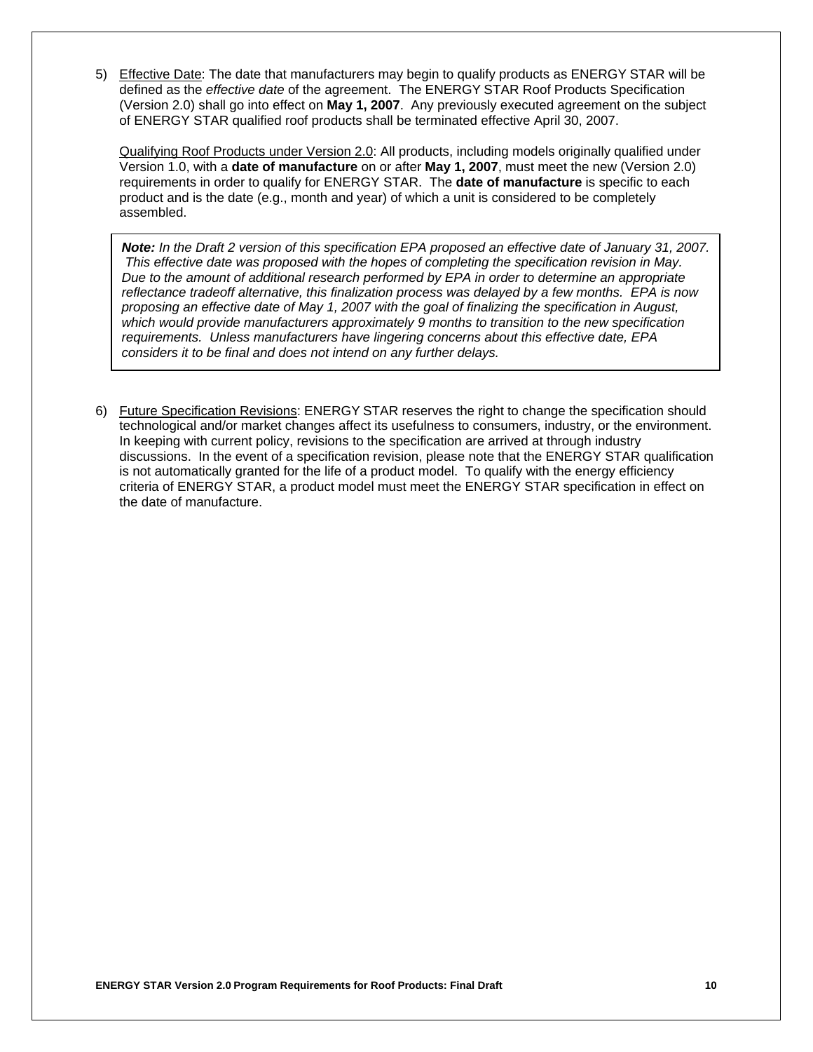5) Effective Date: The date that manufacturers may begin to qualify products as ENERGY STAR will be defined as the *effective date* of the agreement. The ENERGY STAR Roof Products Specification (Version 2.0) shall go into effect on **May 1, 2007**. Any previously executed agreement on the subject of ENERGY STAR qualified roof products shall be terminated effective April 30, 2007.

   Qualifying Roof Products under Version 2.0: All products, including models originally qualified under Version 1.0, with a **date of manufacture** on or after **May 1, 2007**, must meet the new (Version 2.0) requirements in order to qualify for ENERGY STAR. The **date of manufacture** is specific to each product and is the date (e.g., month and year) of which a unit is considered to be completely assembled.

> ***Note:*** *In the Draft 2 version of this specification EPA proposed an effective date of January 31, 2007. This effective date was proposed with the hopes of completing the specification revision in May. Due to the amount of additional research performed by EPA in order to determine an appropriate reflectance tradeoff alternative, this finalization process was delayed by a few months. EPA is now proposing an effective date of May 1, 2007 with the goal of finalizing the specification in August, which would provide manufacturers approximately 9 months to transition to the new specification requirements. Unless manufacturers have lingering concerns about this effective date, EPA considers it to be final and does not intend on any further delays.*

6) Future Specification Revisions: ENERGY STAR reserves the right to change the specification should technological and/or market changes affect its usefulness to consumers, industry, or the environment. In keeping with current policy, revisions to the specification are arrived at through industry discussions. In the event of a specification revision, please note that the ENERGY STAR qualification is not automatically granted for the life of a product model. To qualify with the energy efficiency criteria of ENERGY STAR, a product model must meet the ENERGY STAR specification in effect on the date of manufacture.